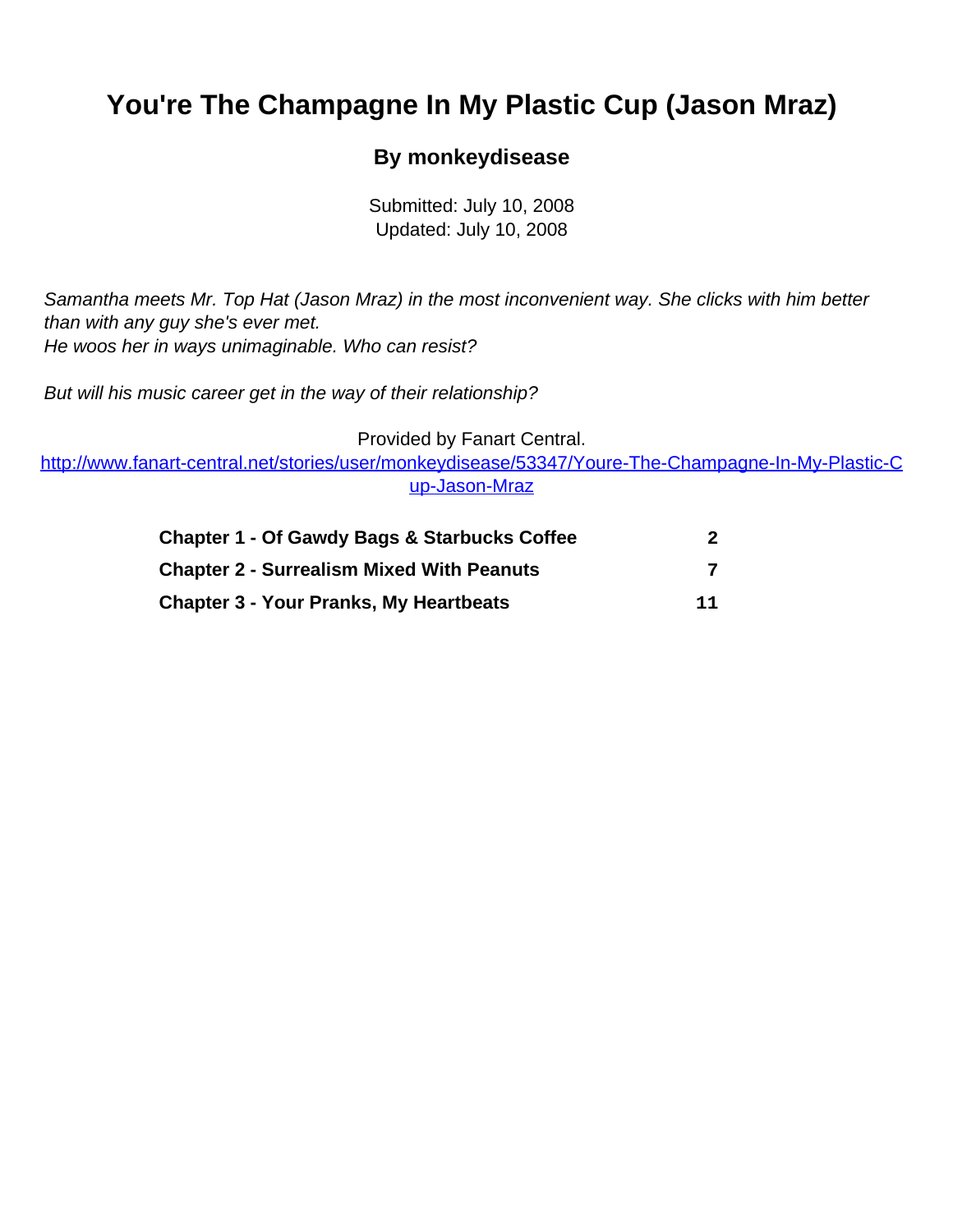# You're The Champagne In My Plastic Cup (Jason Mraz)

**By monkeydisease**

Submitted: July 10, 2008
Updated: July 10, 2008

*Samantha meets Mr. Top Hat (Jason Mraz) in the most inconvenient way. She clicks with him better than with any guy she's ever met.*
*He woos her in ways unimaginable. Who can resist?*

*But will his music career get in the way of their relationship?*

Provided by Fanart Central.
[http://www.fanart-central.net/stories/user/monkeydisease/53347/Youre-The-Champagne-In-My-Plastic-Cup-Jason-Mraz](http://www.fanart-central.net/stories/user/monkeydisease/53347/Youre-The-Champagne-In-My-Plastic-Cup-Jason-Mraz)

| | |
|---|---|
| **Chapter 1 - Of Gawdy Bags & Starbucks Coffee** | **2** |
| **Chapter 2 - Surrealism Mixed With Peanuts** | **7** |
| **Chapter 3 - Your Pranks, My Heartbeats** | **11** |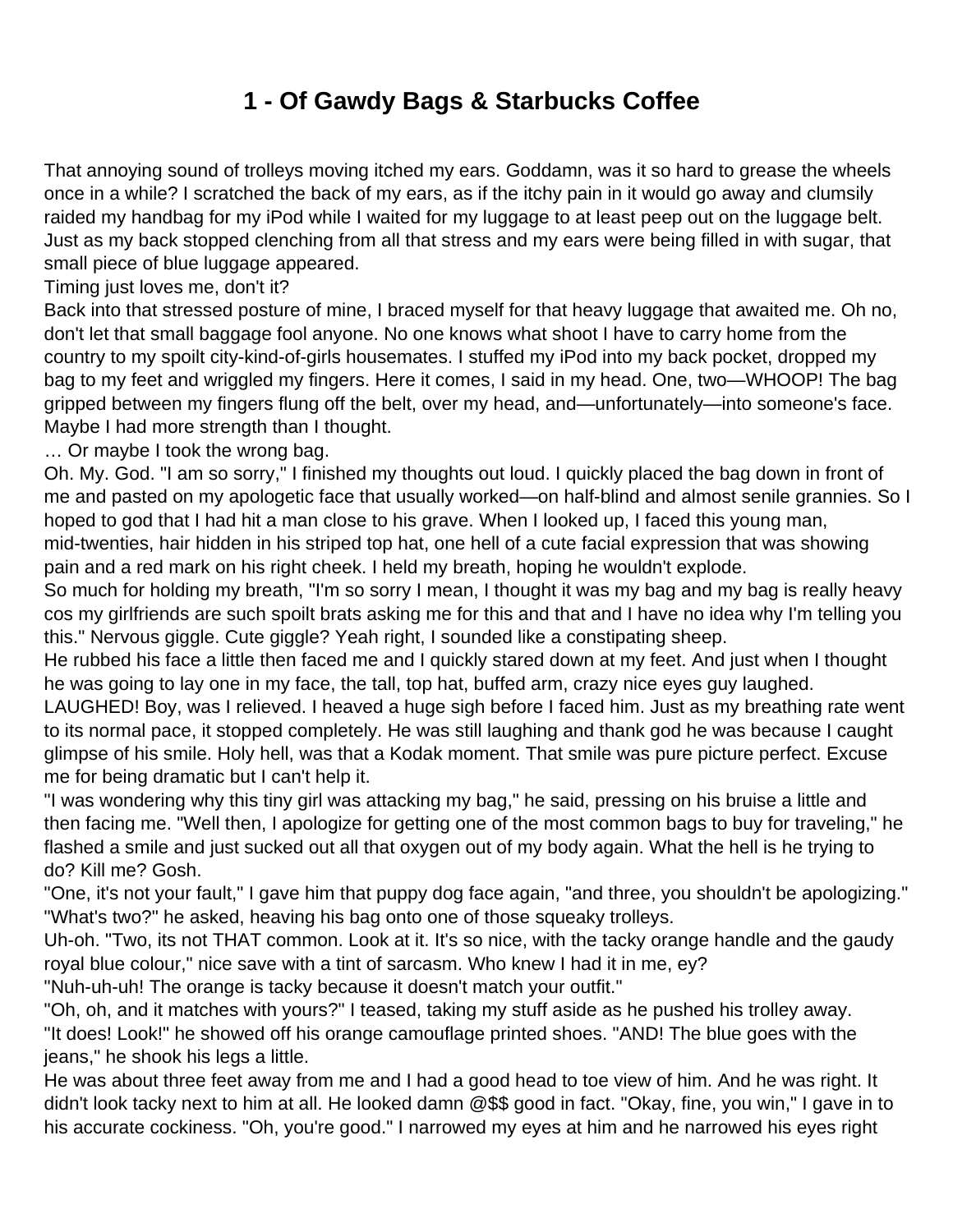# 1 - Of Gawdy Bags & Starbucks Coffee

That annoying sound of trolleys moving itched my ears. Goddamn, was it so hard to grease the wheels once in a while? I scratched the back of my ears, as if the itchy pain in it would go away and clumsily raided my handbag for my iPod while I waited for my luggage to at least peep out on the luggage belt. Just as my back stopped clenching from all that stress and my ears were being filled in with sugar, that small piece of blue luggage appeared.

Timing just loves me, don't it?

Back into that stressed posture of mine, I braced myself for that heavy luggage that awaited me. Oh no, don't let that small baggage fool anyone. No one knows what shoot I have to carry home from the country to my spoilt city-kind-of-girls housemates. I stuffed my iPod into my back pocket, dropped my bag to my feet and wriggled my fingers. Here it comes, I said in my head. One, two—WHOOP! The bag gripped between my fingers flung off the belt, over my head, and—unfortunately—into someone's face. Maybe I had more strength than I thought.

… Or maybe I took the wrong bag.

Oh. My. God. "I am so sorry," I finished my thoughts out loud. I quickly placed the bag down in front of me and pasted on my apologetic face that usually worked—on half-blind and almost senile grannies. So I hoped to god that I had hit a man close to his grave. When I looked up, I faced this young man, mid-twenties, hair hidden in his striped top hat, one hell of a cute facial expression that was showing pain and a red mark on his right cheek. I held my breath, hoping he wouldn't explode.

So much for holding my breath, "I'm so sorry I mean, I thought it was my bag and my bag is really heavy cos my girlfriends are such spoilt brats asking me for this and that and I have no idea why I'm telling you this." Nervous giggle. Cute giggle? Yeah right, I sounded like a constipating sheep.

He rubbed his face a little then faced me and I quickly stared down at my feet. And just when I thought he was going to lay one in my face, the tall, top hat, buffed arm, crazy nice eyes guy laughed. LAUGHED! Boy, was I relieved. I heaved a huge sigh before I faced him. Just as my breathing rate went to its normal pace, it stopped completely. He was still laughing and thank god he was because I caught glimpse of his smile. Holy hell, was that a Kodak moment. That smile was pure picture perfect. Excuse me for being dramatic but I can't help it.

"I was wondering why this tiny girl was attacking my bag," he said, pressing on his bruise a little and then facing me. "Well then, I apologize for getting one of the most common bags to buy for traveling," he flashed a smile and just sucked out all that oxygen out of my body again. What the hell is he trying to do? Kill me? Gosh.

"One, it's not your fault," I gave him that puppy dog face again, "and three, you shouldn't be apologizing."

"What's two?" he asked, heaving his bag onto one of those squeaky trolleys.

Uh-oh. "Two, its not THAT common. Look at it. It's so nice, with the tacky orange handle and the gaudy royal blue colour," nice save with a tint of sarcasm. Who knew I had it in me, ey?

"Nuh-uh-uh! The orange is tacky because it doesn't match your outfit."

"Oh, oh, and it matches with yours?" I teased, taking my stuff aside as he pushed his trolley away.

"It does! Look!" he showed off his orange camouflage printed shoes. "AND! The blue goes with the jeans," he shook his legs a little.

He was about three feet away from me and I had a good head to toe view of him. And he was right. It didn't look tacky next to him at all. He looked damn @$$ good in fact. "Okay, fine, you win," I gave in to his accurate cockiness. "Oh, you're good." I narrowed my eyes at him and he narrowed his eyes right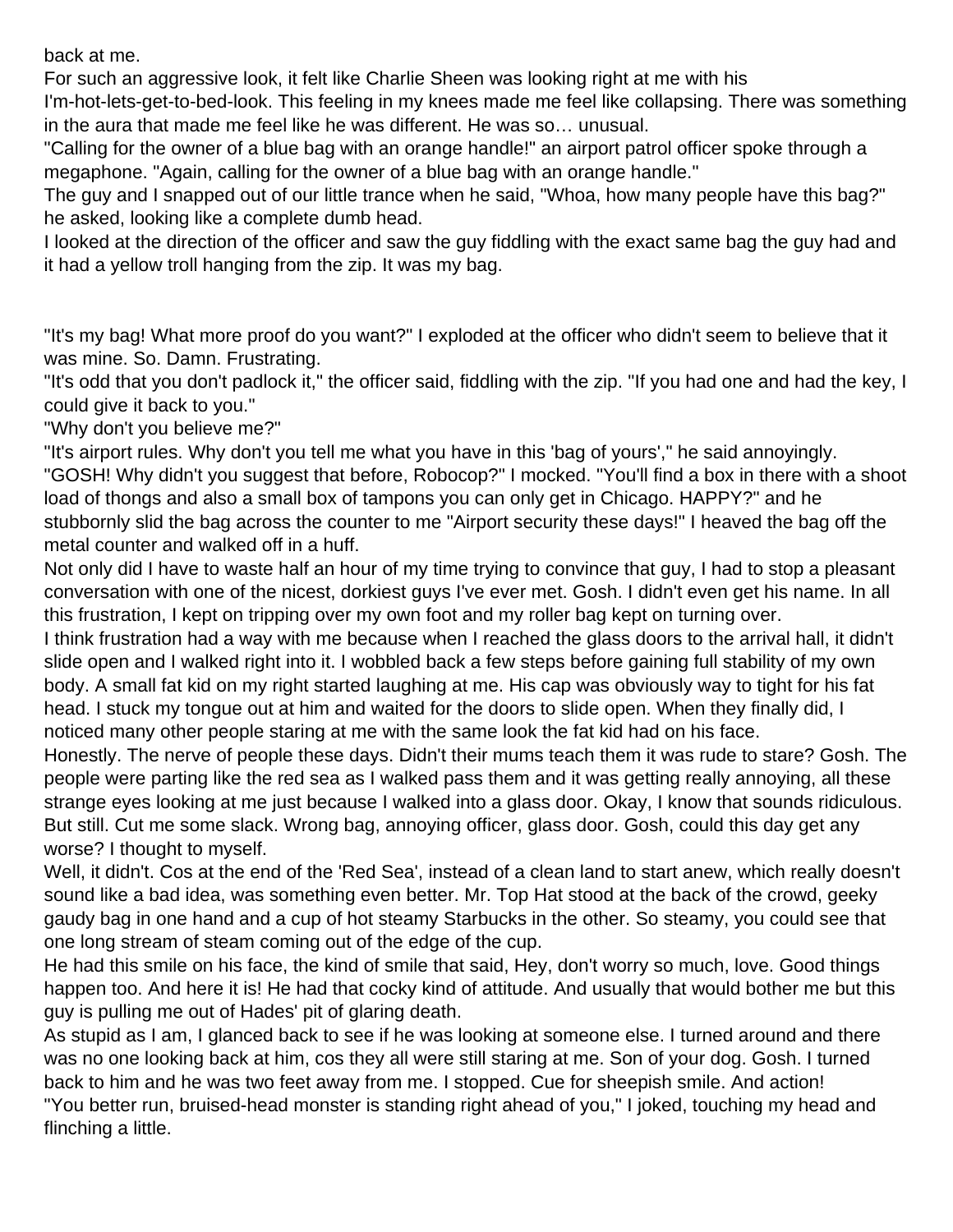back at me.

For such an aggressive look, it felt like Charlie Sheen was looking right at me with his I'm-hot-lets-get-to-bed-look. This feeling in my knees made me feel like collapsing. There was something in the aura that made me feel like he was different. He was so… unusual.

"Calling for the owner of a blue bag with an orange handle!" an airport patrol officer spoke through a megaphone. "Again, calling for the owner of a blue bag with an orange handle."

The guy and I snapped out of our little trance when he said, "Whoa, how many people have this bag?" he asked, looking like a complete dumb head.

I looked at the direction of the officer and saw the guy fiddling with the exact same bag the guy had and it had a yellow troll hanging from the zip. It was my bag.

"It's my bag! What more proof do you want?" I exploded at the officer who didn't seem to believe that it was mine. So. Damn. Frustrating.

"It's odd that you don't padlock it," the officer said, fiddling with the zip. "If you had one and had the key, I could give it back to you."

"Why don't you believe me?"

"It's airport rules. Why don't you tell me what you have in this 'bag of yours'," he said annoyingly.

"GOSH! Why didn't you suggest that before, Robocop?" I mocked. "You'll find a box in there with a shoot load of thongs and also a small box of tampons you can only get in Chicago. HAPPY?" and he stubbornly slid the bag across the counter to me "Airport security these days!" I heaved the bag off the metal counter and walked off in a huff.

Not only did I have to waste half an hour of my time trying to convince that guy, I had to stop a pleasant conversation with one of the nicest, dorkiest guys I've ever met. Gosh. I didn't even get his name. In all this frustration, I kept on tripping over my own foot and my roller bag kept on turning over.

I think frustration had a way with me because when I reached the glass doors to the arrival hall, it didn't slide open and I walked right into it. I wobbled back a few steps before gaining full stability of my own body. A small fat kid on my right started laughing at me. His cap was obviously way to tight for his fat head. I stuck my tongue out at him and waited for the doors to slide open. When they finally did, I noticed many other people staring at me with the same look the fat kid had on his face.

Honestly. The nerve of people these days. Didn't their mums teach them it was rude to stare? Gosh. The people were parting like the red sea as I walked pass them and it was getting really annoying, all these strange eyes looking at me just because I walked into a glass door. Okay, I know that sounds ridiculous. But still. Cut me some slack. Wrong bag, annoying officer, glass door. Gosh, could this day get any worse? I thought to myself.

Well, it didn't. Cos at the end of the 'Red Sea', instead of a clean land to start anew, which really doesn't sound like a bad idea, was something even better. Mr. Top Hat stood at the back of the crowd, geeky gaudy bag in one hand and a cup of hot steamy Starbucks in the other. So steamy, you could see that one long stream of steam coming out of the edge of the cup.

He had this smile on his face, the kind of smile that said, Hey, don't worry so much, love. Good things happen too. And here it is! He had that cocky kind of attitude. And usually that would bother me but this guy is pulling me out of Hades' pit of glaring death.

As stupid as I am, I glanced back to see if he was looking at someone else. I turned around and there was no one looking back at him, cos they all were still staring at me. Son of your dog. Gosh. I turned back to him and he was two feet away from me. I stopped. Cue for sheepish smile. And action!

"You better run, bruised-head monster is standing right ahead of you," I joked, touching my head and flinching a little.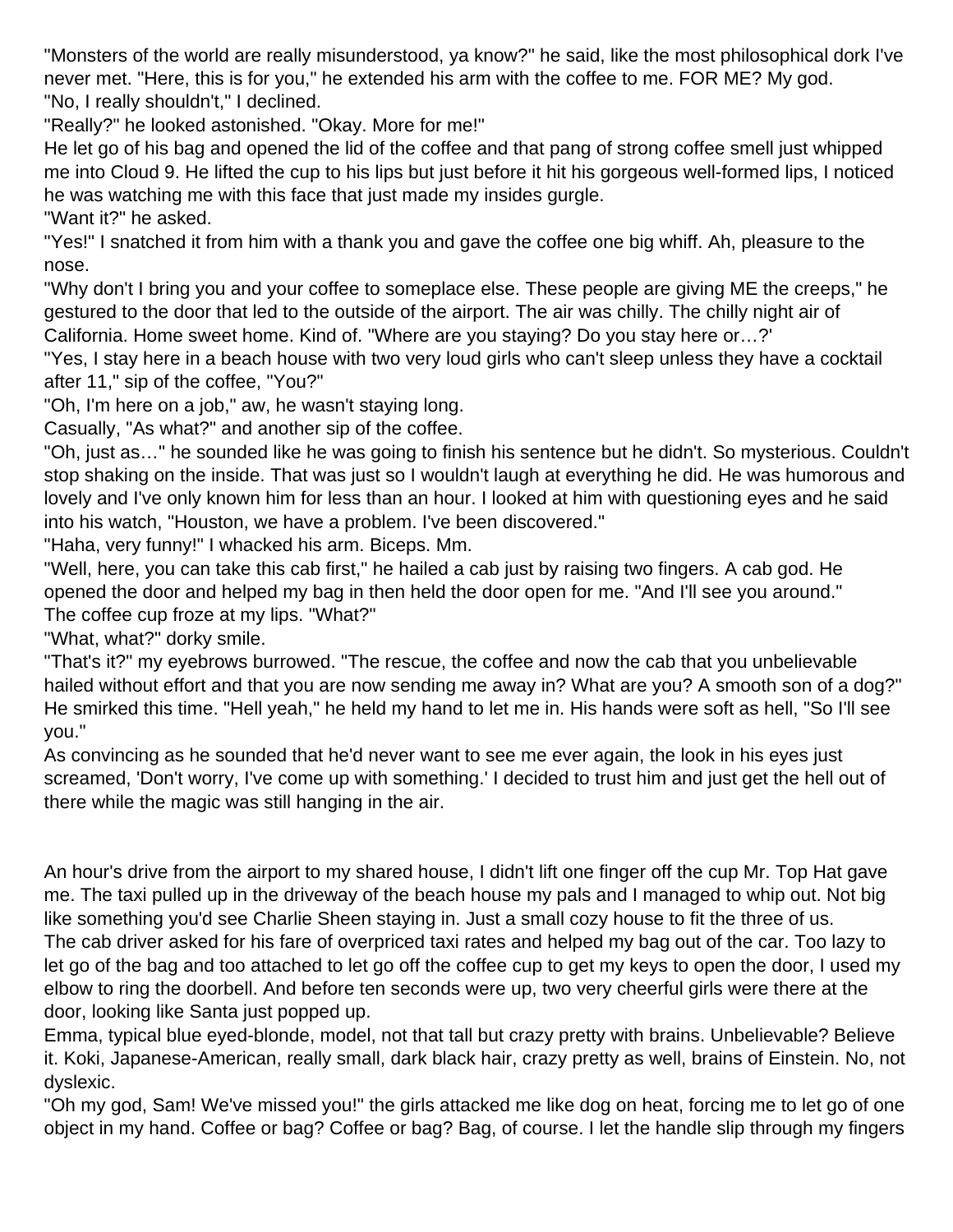"Monsters of the world are really misunderstood, ya know?" he said, like the most philosophical dork I've never met. "Here, this is for you," he extended his arm with the coffee to me. FOR ME? My god.

"No, I really shouldn't," I declined.

"Really?" he looked astonished. "Okay. More for me!"

He let go of his bag and opened the lid of the coffee and that pang of strong coffee smell just whipped me into Cloud 9. He lifted the cup to his lips but just before it hit his gorgeous well-formed lips, I noticed he was watching me with this face that just made my insides gurgle.

"Want it?" he asked.

"Yes!" I snatched it from him with a thank you and gave the coffee one big whiff. Ah, pleasure to the nose.

"Why don't I bring you and your coffee to someplace else. These people are giving ME the creeps," he gestured to the door that led to the outside of the airport. The air was chilly. The chilly night air of California. Home sweet home. Kind of. "Where are you staying? Do you stay here or…?'

"Yes, I stay here in a beach house with two very loud girls who can't sleep unless they have a cocktail after 11," sip of the coffee, "You?"

"Oh, I'm here on a job," aw, he wasn't staying long.

Casually, "As what?" and another sip of the coffee.

"Oh, just as…" he sounded like he was going to finish his sentence but he didn't. So mysterious. Couldn't stop shaking on the inside. That was just so I wouldn't laugh at everything he did. He was humorous and lovely and I've only known him for less than an hour. I looked at him with questioning eyes and he said into his watch, "Houston, we have a problem. I've been discovered."

"Haha, very funny!" I whacked his arm. Biceps. Mm.

"Well, here, you can take this cab first," he hailed a cab just by raising two fingers. A cab god. He opened the door and helped my bag in then held the door open for me. "And I'll see you around."

The coffee cup froze at my lips. "What?"

"What, what?" dorky smile.

"That's it?" my eyebrows burrowed. "The rescue, the coffee and now the cab that you unbelievable hailed without effort and that you are now sending me away in? What are you? A smooth son of a dog?"

He smirked this time. "Hell yeah," he held my hand to let me in. His hands were soft as hell, "So I'll see you."

As convincing as he sounded that he'd never want to see me ever again, the look in his eyes just screamed, 'Don't worry, I've come up with something.' I decided to trust him and just get the hell out of there while the magic was still hanging in the air.

An hour's drive from the airport to my shared house, I didn't lift one finger off the cup Mr. Top Hat gave me. The taxi pulled up in the driveway of the beach house my pals and I managed to whip out. Not big like something you'd see Charlie Sheen staying in. Just a small cozy house to fit the three of us.

The cab driver asked for his fare of overpriced taxi rates and helped my bag out of the car. Too lazy to let go of the bag and too attached to let go off the coffee cup to get my keys to open the door, I used my elbow to ring the doorbell. And before ten seconds were up, two very cheerful girls were there at the door, looking like Santa just popped up.

Emma, typical blue eyed-blonde, model, not that tall but crazy pretty with brains. Unbelievable? Believe it. Koki, Japanese-American, really small, dark black hair, crazy pretty as well, brains of Einstein. No, not dyslexic.

"Oh my god, Sam! We've missed you!" the girls attacked me like dog on heat, forcing me to let go of one object in my hand. Coffee or bag? Coffee or bag? Bag, of course. I let the handle slip through my fingers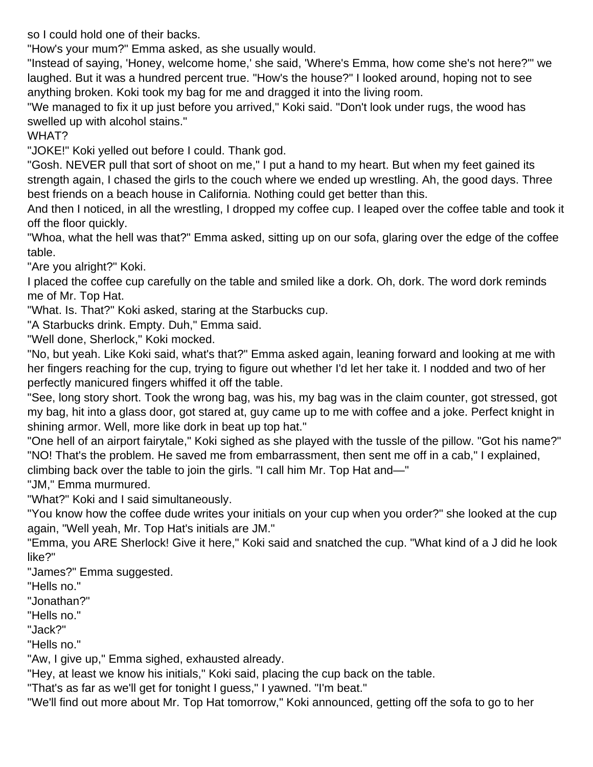so I could hold one of their backs.

"How's your mum?" Emma asked, as she usually would.

"Instead of saying, 'Honey, welcome home,' she said, 'Where's Emma, how come she's not here?'" we laughed. But it was a hundred percent true. "How's the house?" I looked around, hoping not to see anything broken. Koki took my bag for me and dragged it into the living room.

"We managed to fix it up just before you arrived," Koki said. "Don't look under rugs, the wood has swelled up with alcohol stains."

WHAT?

"JOKE!" Koki yelled out before I could. Thank god.

"Gosh. NEVER pull that sort of shoot on me," I put a hand to my heart. But when my feet gained its strength again, I chased the girls to the couch where we ended up wrestling. Ah, the good days. Three best friends on a beach house in California. Nothing could get better than this.

And then I noticed, in all the wrestling, I dropped my coffee cup. I leaped over the coffee table and took it off the floor quickly.

"Whoa, what the hell was that?" Emma asked, sitting up on our sofa, glaring over the edge of the coffee table.

"Are you alright?" Koki.

I placed the coffee cup carefully on the table and smiled like a dork. Oh, dork. The word dork reminds me of Mr. Top Hat.

"What. Is. That?" Koki asked, staring at the Starbucks cup.

"A Starbucks drink. Empty. Duh," Emma said.

"Well done, Sherlock," Koki mocked.

"No, but yeah. Like Koki said, what's that?" Emma asked again, leaning forward and looking at me with her fingers reaching for the cup, trying to figure out whether I'd let her take it. I nodded and two of her perfectly manicured fingers whiffed it off the table.

"See, long story short. Took the wrong bag, was his, my bag was in the claim counter, got stressed, got my bag, hit into a glass door, got stared at, guy came up to me with coffee and a joke. Perfect knight in shining armor. Well, more like dork in beat up top hat."

"One hell of an airport fairytale," Koki sighed as she played with the tussle of the pillow. "Got his name?"

"NO! That's the problem. He saved me from embarrassment, then sent me off in a cab," I explained, climbing back over the table to join the girls. "I call him Mr. Top Hat and—"

"JM," Emma murmured.

"What?" Koki and I said simultaneously.

"You know how the coffee dude writes your initials on your cup when you order?" she looked at the cup again, "Well yeah, Mr. Top Hat's initials are JM."

"Emma, you ARE Sherlock! Give it here," Koki said and snatched the cup. "What kind of a J did he look like?"

"James?" Emma suggested.

"Hells no."

"Jonathan?"

"Hells no."

"Jack?"

"Hells no."

"Aw, I give up," Emma sighed, exhausted already.

"Hey, at least we know his initials," Koki said, placing the cup back on the table.

"That's as far as we'll get for tonight I guess," I yawned. "I'm beat."

"We'll find out more about Mr. Top Hat tomorrow," Koki announced, getting off the sofa to go to her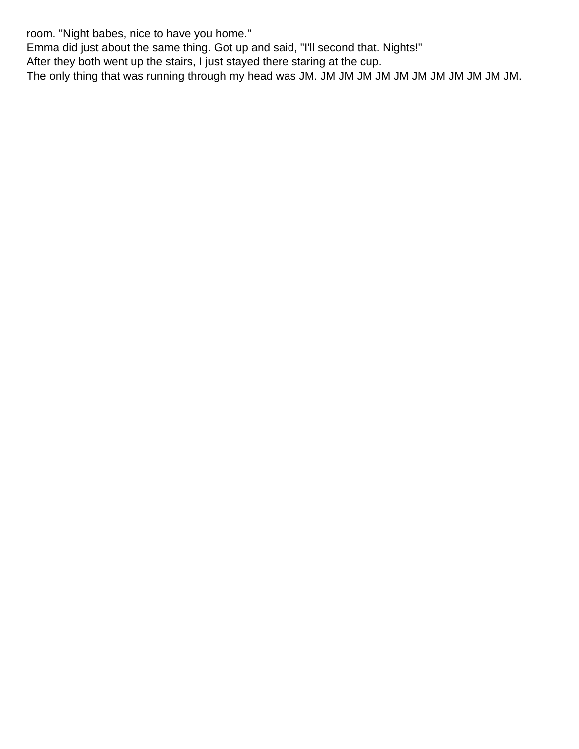room. "Night babes, nice to have you home."

Emma did just about the same thing. Got up and said, "I'll second that. Nights!"

After they both went up the stairs, I just stayed there staring at the cup.

The only thing that was running through my head was JM. JM JM JM JM JM JM JM JM JM JM JM.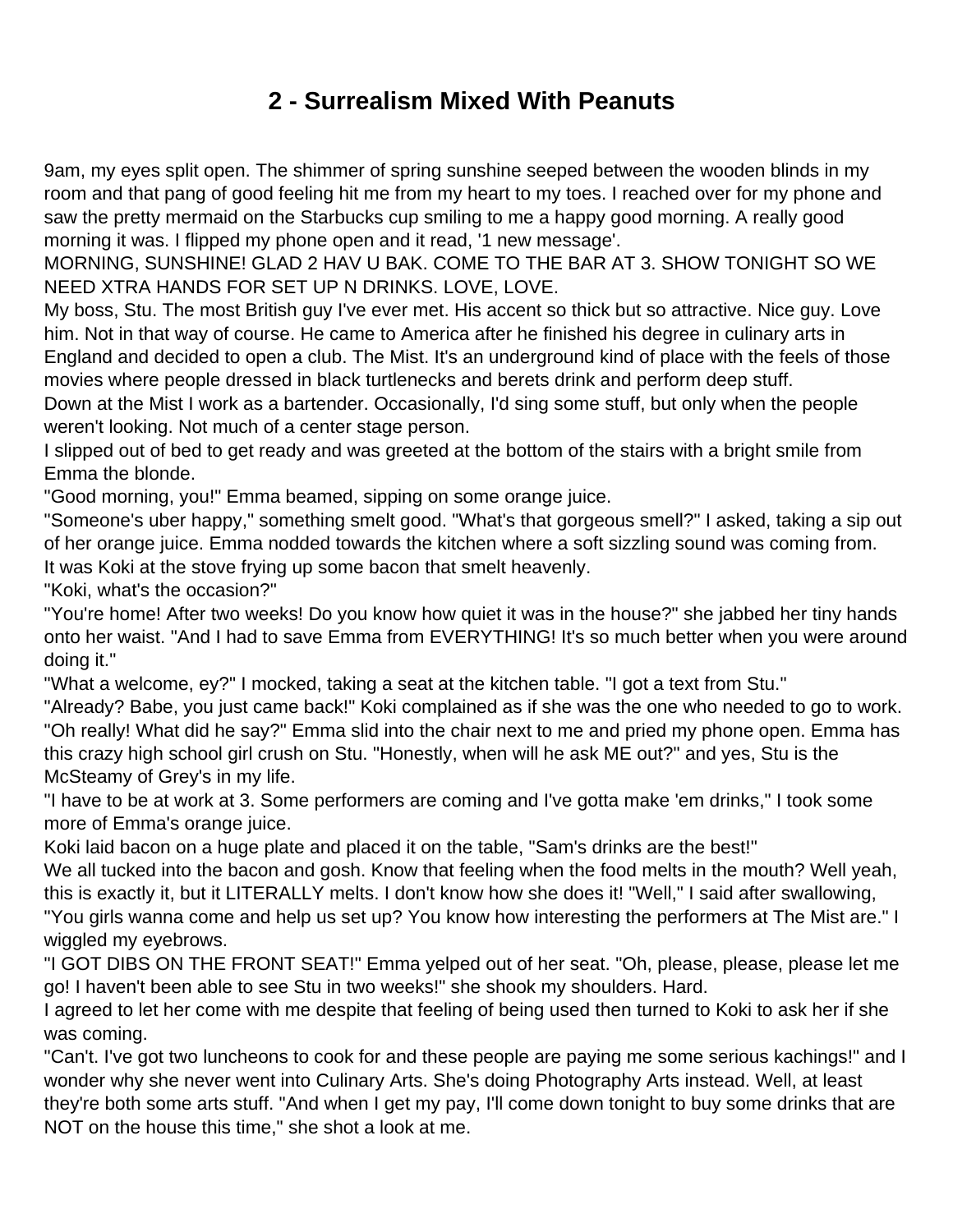# 2 - Surrealism Mixed With Peanuts

9am, my eyes split open. The shimmer of spring sunshine seeped between the wooden blinds in my room and that pang of good feeling hit me from my heart to my toes. I reached over for my phone and saw the pretty mermaid on the Starbucks cup smiling to me a happy good morning. A really good morning it was. I flipped my phone open and it read, '1 new message'.

MORNING, SUNSHINE! GLAD 2 HAV U BAK. COME TO THE BAR AT 3. SHOW TONIGHT SO WE NEED XTRA HANDS FOR SET UP N DRINKS. LOVE, LOVE.

My boss, Stu. The most British guy I've ever met. His accent so thick but so attractive. Nice guy. Love him. Not in that way of course. He came to America after he finished his degree in culinary arts in England and decided to open a club. The Mist. It's an underground kind of place with the feels of those movies where people dressed in black turtlenecks and berets drink and perform deep stuff.

Down at the Mist I work as a bartender. Occasionally, I'd sing some stuff, but only when the people weren't looking. Not much of a center stage person.

I slipped out of bed to get ready and was greeted at the bottom of the stairs with a bright smile from Emma the blonde.

"Good morning, you!" Emma beamed, sipping on some orange juice.

"Someone's uber happy," something smelt good. "What's that gorgeous smell?" I asked, taking a sip out of her orange juice. Emma nodded towards the kitchen where a soft sizzling sound was coming from.

It was Koki at the stove frying up some bacon that smelt heavenly.

"Koki, what's the occasion?"

"You're home! After two weeks! Do you know how quiet it was in the house?" she jabbed her tiny hands onto her waist. "And I had to save Emma from EVERYTHING! It's so much better when you were around doing it."

"What a welcome, ey?" I mocked, taking a seat at the kitchen table. "I got a text from Stu."

"Already? Babe, you just came back!" Koki complained as if she was the one who needed to go to work.

"Oh really! What did he say?" Emma slid into the chair next to me and pried my phone open. Emma has this crazy high school girl crush on Stu. "Honestly, when will he ask ME out?" and yes, Stu is the McSteamy of Grey's in my life.

"I have to be at work at 3. Some performers are coming and I've gotta make 'em drinks," I took some more of Emma's orange juice.

Koki laid bacon on a huge plate and placed it on the table, "Sam's drinks are the best!"

We all tucked into the bacon and gosh. Know that feeling when the food melts in the mouth? Well yeah, this is exactly it, but it LITERALLY melts. I don't know how she does it! "Well," I said after swallowing, "You girls wanna come and help us set up? You know how interesting the performers at The Mist are." I wiggled my eyebrows.

"I GOT DIBS ON THE FRONT SEAT!" Emma yelped out of her seat. "Oh, please, please, please let me go! I haven't been able to see Stu in two weeks!" she shook my shoulders. Hard.

I agreed to let her come with me despite that feeling of being used then turned to Koki to ask her if she was coming.

"Can't. I've got two luncheons to cook for and these people are paying me some serious kachings!" and I wonder why she never went into Culinary Arts. She's doing Photography Arts instead. Well, at least they're both some arts stuff. "And when I get my pay, I'll come down tonight to buy some drinks that are NOT on the house this time," she shot a look at me.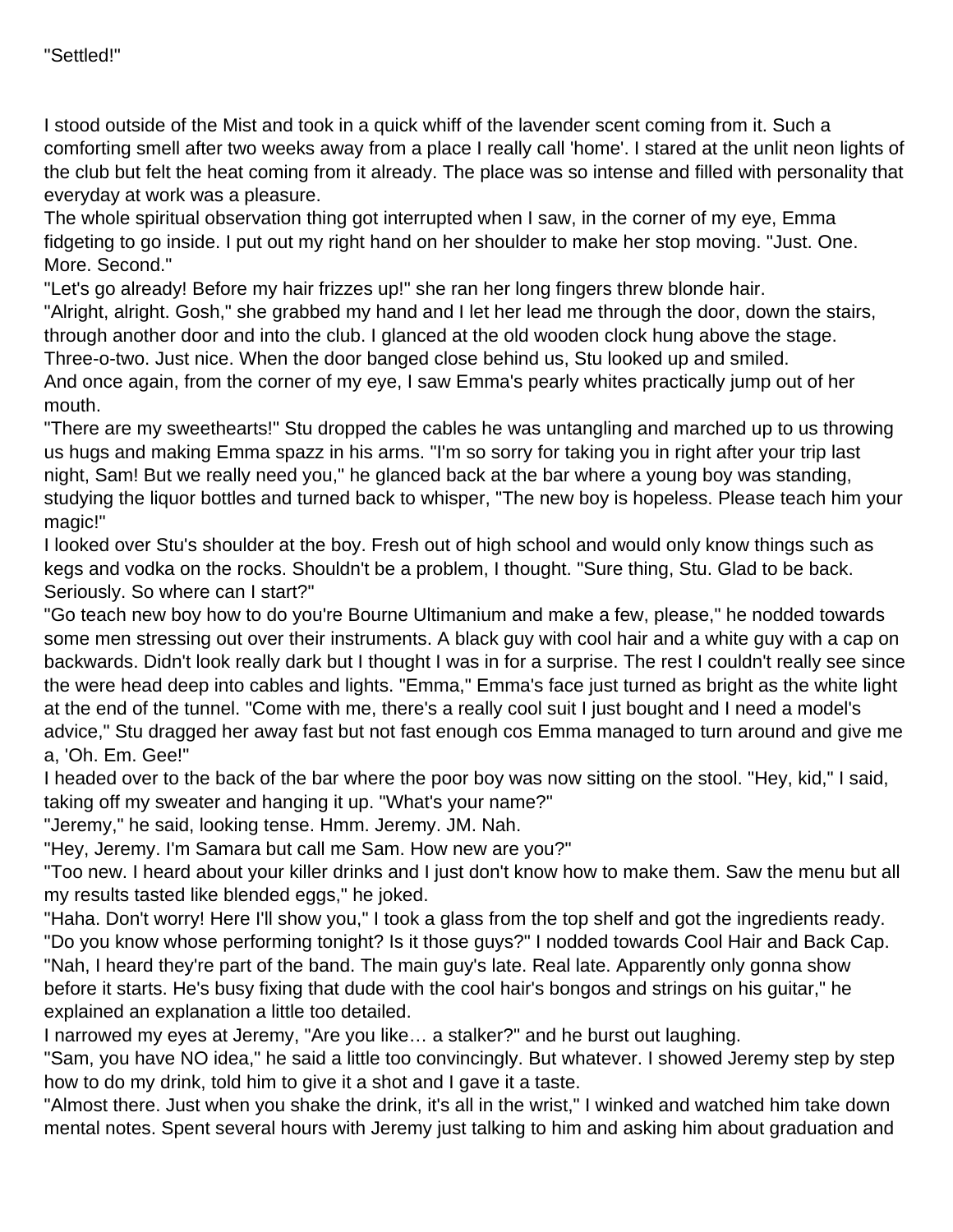"Settled!"

I stood outside of the Mist and took in a quick whiff of the lavender scent coming from it. Such a comforting smell after two weeks away from a place I really call 'home'. I stared at the unlit neon lights of the club but felt the heat coming from it already. The place was so intense and filled with personality that everyday at work was a pleasure.

The whole spiritual observation thing got interrupted when I saw, in the corner of my eye, Emma fidgeting to go inside. I put out my right hand on her shoulder to make her stop moving. "Just. One. More. Second."

"Let's go already! Before my hair frizzes up!" she ran her long fingers threw blonde hair.

"Alright, alright. Gosh," she grabbed my hand and I let her lead me through the door, down the stairs, through another door and into the club. I glanced at the old wooden clock hung above the stage. Three-o-two. Just nice. When the door banged close behind us, Stu looked up and smiled.

And once again, from the corner of my eye, I saw Emma's pearly whites practically jump out of her mouth.

"There are my sweethearts!" Stu dropped the cables he was untangling and marched up to us throwing us hugs and making Emma spazz in his arms. "I'm so sorry for taking you in right after your trip last night, Sam! But we really need you," he glanced back at the bar where a young boy was standing, studying the liquor bottles and turned back to whisper, "The new boy is hopeless. Please teach him your magic!"

I looked over Stu's shoulder at the boy. Fresh out of high school and would only know things such as kegs and vodka on the rocks. Shouldn't be a problem, I thought. "Sure thing, Stu. Glad to be back. Seriously. So where can I start?"

"Go teach new boy how to do you're Bourne Ultimanium and make a few, please," he nodded towards some men stressing out over their instruments. A black guy with cool hair and a white guy with a cap on backwards. Didn't look really dark but I thought I was in for a surprise. The rest I couldn't really see since the were head deep into cables and lights. "Emma," Emma's face just turned as bright as the white light at the end of the tunnel. "Come with me, there's a really cool suit I just bought and I need a model's advice," Stu dragged her away fast but not fast enough cos Emma managed to turn around and give me a, 'Oh. Em. Gee!"

I headed over to the back of the bar where the poor boy was now sitting on the stool. "Hey, kid," I said, taking off my sweater and hanging it up. "What's your name?"

"Jeremy," he said, looking tense. Hmm. Jeremy. JM. Nah.

"Hey, Jeremy. I'm Samara but call me Sam. How new are you?"

"Too new. I heard about your killer drinks and I just don't know how to make them. Saw the menu but all my results tasted like blended eggs," he joked.

"Haha. Don't worry! Here I'll show you," I took a glass from the top shelf and got the ingredients ready. "Do you know whose performing tonight? Is it those guys?" I nodded towards Cool Hair and Back Cap.

"Nah, I heard they're part of the band. The main guy's late. Real late. Apparently only gonna show before it starts. He's busy fixing that dude with the cool hair's bongos and strings on his guitar," he explained an explanation a little too detailed.

I narrowed my eyes at Jeremy, "Are you like… a stalker?" and he burst out laughing.

"Sam, you have NO idea," he said a little too convincingly. But whatever. I showed Jeremy step by step how to do my drink, told him to give it a shot and I gave it a taste.

"Almost there. Just when you shake the drink, it's all in the wrist," I winked and watched him take down mental notes. Spent several hours with Jeremy just talking to him and asking him about graduation and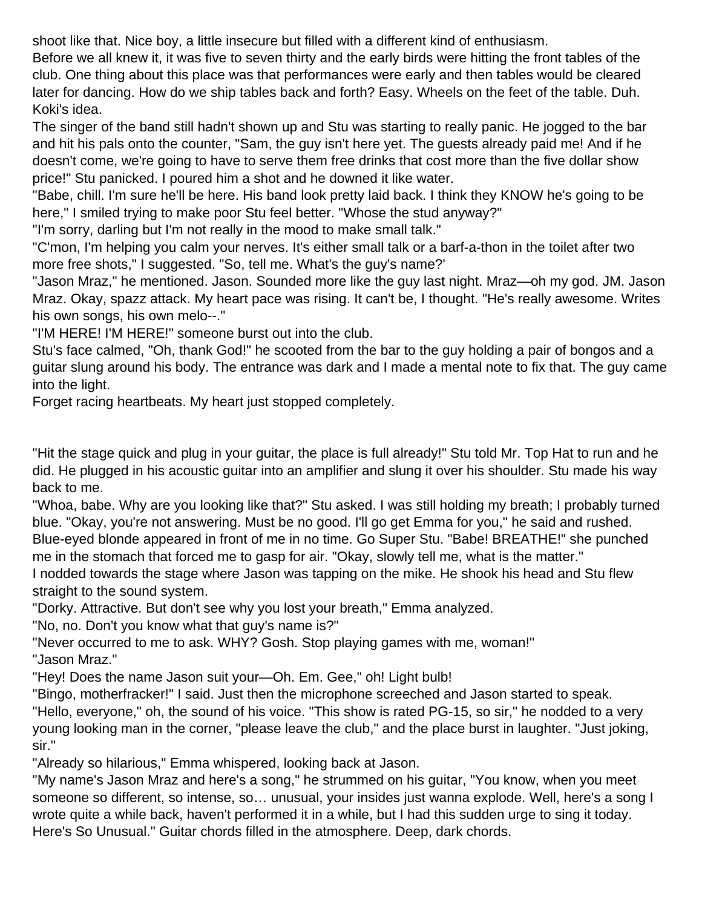shoot like that. Nice boy, a little insecure but filled with a different kind of enthusiasm.

Before we all knew it, it was five to seven thirty and the early birds were hitting the front tables of the club. One thing about this place was that performances were early and then tables would be cleared later for dancing. How do we ship tables back and forth? Easy. Wheels on the feet of the table. Duh. Koki's idea.

The singer of the band still hadn't shown up and Stu was starting to really panic. He jogged to the bar and hit his pals onto the counter, "Sam, the guy isn't here yet. The guests already paid me! And if he doesn't come, we're going to have to serve them free drinks that cost more than the five dollar show price!" Stu panicked. I poured him a shot and he downed it like water.

"Babe, chill. I'm sure he'll be here. His band look pretty laid back. I think they KNOW he's going to be here," I smiled trying to make poor Stu feel better. "Whose the stud anyway?"

"I'm sorry, darling but I'm not really in the mood to make small talk."

"C'mon, I'm helping you calm your nerves. It's either small talk or a barf-a-thon in the toilet after two more free shots," I suggested. "So, tell me. What's the guy's name?'

"Jason Mraz," he mentioned. Jason. Sounded more like the guy last night. Mraz—oh my god. JM. Jason Mraz. Okay, spazz attack. My heart pace was rising. It can't be, I thought. "He's really awesome. Writes his own songs, his own melo--."

"I'M HERE! I'M HERE!" someone burst out into the club.

Stu's face calmed, "Oh, thank God!" he scooted from the bar to the guy holding a pair of bongos and a guitar slung around his body. The entrance was dark and I made a mental note to fix that. The guy came into the light.

Forget racing heartbeats. My heart just stopped completely.

"Hit the stage quick and plug in your guitar, the place is full already!" Stu told Mr. Top Hat to run and he did. He plugged in his acoustic guitar into an amplifier and slung it over his shoulder. Stu made his way back to me.

"Whoa, babe. Why are you looking like that?" Stu asked. I was still holding my breath; I probably turned blue. "Okay, you're not answering. Must be no good. I'll go get Emma for you," he said and rushed. Blue-eyed blonde appeared in front of me in no time. Go Super Stu. "Babe! BREATHE!" she punched me in the stomach that forced me to gasp for air. "Okay, slowly tell me, what is the matter."

I nodded towards the stage where Jason was tapping on the mike. He shook his head and Stu flew straight to the sound system.

"Dorky. Attractive. But don't see why you lost your breath," Emma analyzed.

"No, no. Don't you know what that guy's name is?"

"Never occurred to me to ask. WHY? Gosh. Stop playing games with me, woman!"

"Jason Mraz."

"Hey! Does the name Jason suit your—Oh. Em. Gee," oh! Light bulb!

"Bingo, motherfracker!" I said. Just then the microphone screeched and Jason started to speak.

"Hello, everyone," oh, the sound of his voice. "This show is rated PG-15, so sir," he nodded to a very young looking man in the corner, "please leave the club," and the place burst in laughter. "Just joking, sir."

"Already so hilarious," Emma whispered, looking back at Jason.

"My name's Jason Mraz and here's a song," he strummed on his guitar, "You know, when you meet someone so different, so intense, so… unusual, your insides just wanna explode. Well, here's a song I wrote quite a while back, haven't performed it in a while, but I had this sudden urge to sing it today. Here's So Unusual." Guitar chords filled in the atmosphere. Deep, dark chords.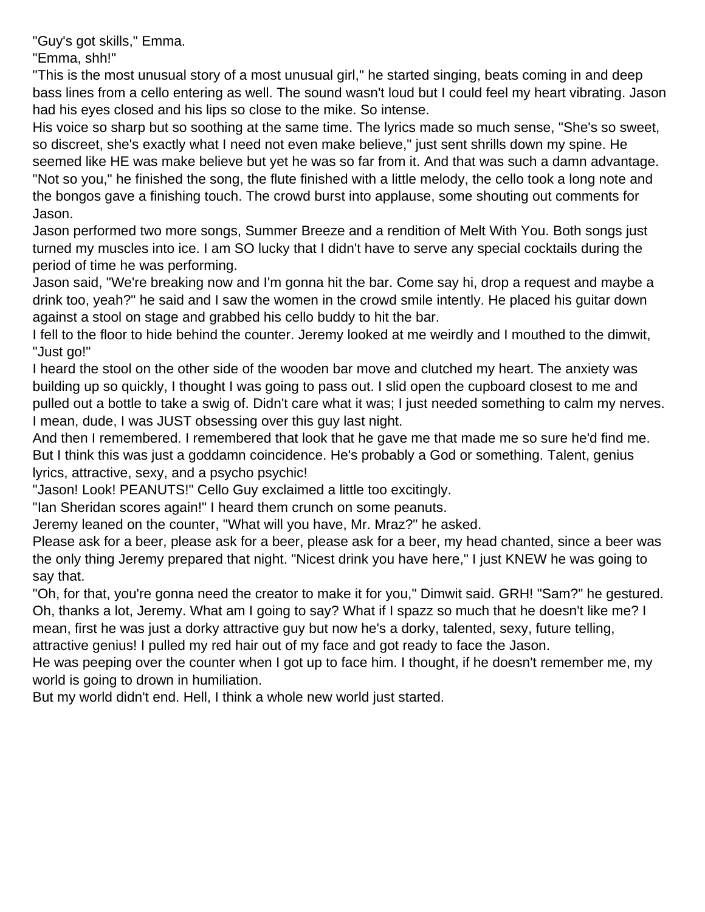"Guy's got skills," Emma.

"Emma, shh!"

"This is the most unusual story of a most unusual girl," he started singing, beats coming in and deep bass lines from a cello entering as well. The sound wasn't loud but I could feel my heart vibrating. Jason had his eyes closed and his lips so close to the mike. So intense.

His voice so sharp but so soothing at the same time. The lyrics made so much sense, "She's so sweet, so discreet, she's exactly what I need not even make believe," just sent shrills down my spine. He seemed like HE was make believe but yet he was so far from it. And that was such a damn advantage.

"Not so you," he finished the song, the flute finished with a little melody, the cello took a long note and the bongos gave a finishing touch. The crowd burst into applause, some shouting out comments for Jason.

Jason performed two more songs, Summer Breeze and a rendition of Melt With You. Both songs just turned my muscles into ice. I am SO lucky that I didn't have to serve any special cocktails during the period of time he was performing.

Jason said, "We're breaking now and I'm gonna hit the bar. Come say hi, drop a request and maybe a drink too, yeah?" he said and I saw the women in the crowd smile intently. He placed his guitar down against a stool on stage and grabbed his cello buddy to hit the bar.

I fell to the floor to hide behind the counter. Jeremy looked at me weirdly and I mouthed to the dimwit, "Just go!"

I heard the stool on the other side of the wooden bar move and clutched my heart. The anxiety was building up so quickly, I thought I was going to pass out. I slid open the cupboard closest to me and pulled out a bottle to take a swig of. Didn't care what it was; I just needed something to calm my nerves. I mean, dude, I was JUST obsessing over this guy last night.

And then I remembered. I remembered that look that he gave me that made me so sure he'd find me. But I think this was just a goddamn coincidence. He's probably a God or something. Talent, genius lyrics, attractive, sexy, and a psycho psychic!

"Jason! Look! PEANUTS!" Cello Guy exclaimed a little too excitingly.

"Ian Sheridan scores again!" I heard them crunch on some peanuts.

Jeremy leaned on the counter, "What will you have, Mr. Mraz?" he asked.

Please ask for a beer, please ask for a beer, please ask for a beer, my head chanted, since a beer was the only thing Jeremy prepared that night. "Nicest drink you have here," I just KNEW he was going to say that.

"Oh, for that, you're gonna need the creator to make it for you," Dimwit said. GRH! "Sam?" he gestured. Oh, thanks a lot, Jeremy. What am I going to say? What if I spazz so much that he doesn't like me? I mean, first he was just a dorky attractive guy but now he's a dorky, talented, sexy, future telling, attractive genius! I pulled my red hair out of my face and got ready to face the Jason.

He was peeping over the counter when I got up to face him. I thought, if he doesn't remember me, my world is going to drown in humiliation.

But my world didn't end. Hell, I think a whole new world just started.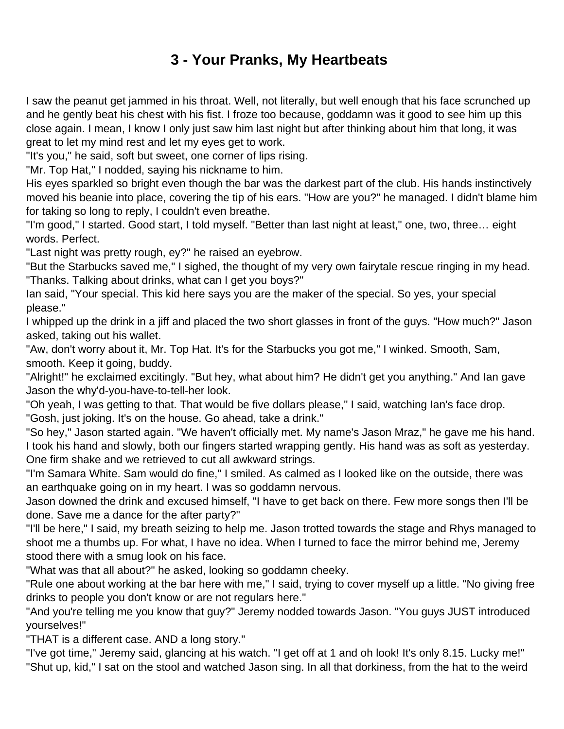# 3 - Your Pranks, My Heartbeats

I saw the peanut get jammed in his throat. Well, not literally, but well enough that his face scrunched up and he gently beat his chest with his fist. I froze too because, goddamn was it good to see him up this close again. I mean, I know I only just saw him last night but after thinking about him that long, it was great to let my mind rest and let my eyes get to work.

"It's you," he said, soft but sweet, one corner of lips rising.

"Mr. Top Hat," I nodded, saying his nickname to him.

His eyes sparkled so bright even though the bar was the darkest part of the club. His hands instinctively moved his beanie into place, covering the tip of his ears. "How are you?" he managed. I didn't blame him for taking so long to reply, I couldn't even breathe.

"I'm good," I started. Good start, I told myself. "Better than last night at least," one, two, three… eight words. Perfect.

"Last night was pretty rough, ey?" he raised an eyebrow.

"But the Starbucks saved me," I sighed, the thought of my very own fairytale rescue ringing in my head. "Thanks. Talking about drinks, what can I get you boys?"

Ian said, "Your special. This kid here says you are the maker of the special. So yes, your special please."

I whipped up the drink in a jiff and placed the two short glasses in front of the guys. "How much?" Jason asked, taking out his wallet.

"Aw, don't worry about it, Mr. Top Hat. It's for the Starbucks you got me," I winked. Smooth, Sam, smooth. Keep it going, buddy.

"Alright!" he exclaimed excitingly. "But hey, what about him? He didn't get you anything." And Ian gave Jason the why'd-you-have-to-tell-her look.

"Oh yeah, I was getting to that. That would be five dollars please," I said, watching Ian's face drop. "Gosh, just joking. It's on the house. Go ahead, take a drink."

"So hey," Jason started again. "We haven't officially met. My name's Jason Mraz," he gave me his hand. I took his hand and slowly, both our fingers started wrapping gently. His hand was as soft as yesterday. One firm shake and we retrieved to cut all awkward strings.

"I'm Samara White. Sam would do fine," I smiled. As calmed as I looked like on the outside, there was an earthquake going on in my heart. I was so goddamn nervous.

Jason downed the drink and excused himself, "I have to get back on there. Few more songs then I'll be done. Save me a dance for the after party?"

"I'll be here," I said, my breath seizing to help me. Jason trotted towards the stage and Rhys managed to shoot me a thumbs up. For what, I have no idea. When I turned to face the mirror behind me, Jeremy stood there with a smug look on his face.

"What was that all about?" he asked, looking so goddamn cheeky.

"Rule one about working at the bar here with me," I said, trying to cover myself up a little. "No giving free drinks to people you don't know or are not regulars here."

"And you're telling me you know that guy?" Jeremy nodded towards Jason. "You guys JUST introduced yourselves!"

"THAT is a different case. AND a long story."

"I've got time," Jeremy said, glancing at his watch. "I get off at 1 and oh look! It's only 8.15. Lucky me!"

"Shut up, kid," I sat on the stool and watched Jason sing. In all that dorkiness, from the hat to the weird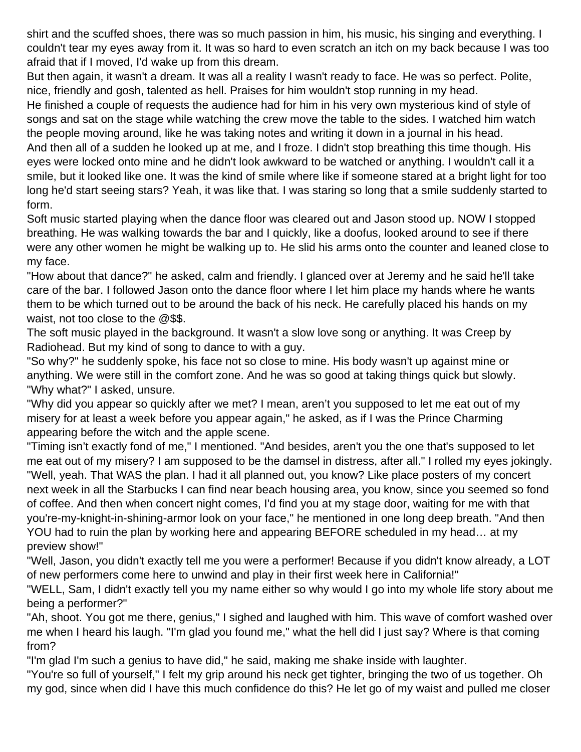shirt and the scuffed shoes, there was so much passion in him, his music, his singing and everything. I couldn't tear my eyes away from it. It was so hard to even scratch an itch on my back because I was too afraid that if I moved, I'd wake up from this dream.

But then again, it wasn't a dream. It was all a reality I wasn't ready to face. He was so perfect. Polite, nice, friendly and gosh, talented as hell. Praises for him wouldn't stop running in my head.

He finished a couple of requests the audience had for him in his very own mysterious kind of style of songs and sat on the stage while watching the crew move the table to the sides. I watched him watch the people moving around, like he was taking notes and writing it down in a journal in his head.

And then all of a sudden he looked up at me, and I froze. I didn't stop breathing this time though. His eyes were locked onto mine and he didn't look awkward to be watched or anything. I wouldn't call it a smile, but it looked like one. It was the kind of smile where like if someone stared at a bright light for too long he'd start seeing stars? Yeah, it was like that. I was staring so long that a smile suddenly started to form.

Soft music started playing when the dance floor was cleared out and Jason stood up. NOW I stopped breathing. He was walking towards the bar and I quickly, like a doofus, looked around to see if there were any other women he might be walking up to. He slid his arms onto the counter and leaned close to my face.

"How about that dance?" he asked, calm and friendly. I glanced over at Jeremy and he said he'll take care of the bar. I followed Jason onto the dance floor where I let him place my hands where he wants them to be which turned out to be around the back of his neck. He carefully placed his hands on my waist, not too close to the @$$.

The soft music played in the background. It wasn't a slow love song or anything. It was Creep by Radiohead. But my kind of song to dance to with a guy.

"So why?" he suddenly spoke, his face not so close to mine. His body wasn't up against mine or anything. We were still in the comfort zone. And he was so good at taking things quick but slowly.

"Why what?" I asked, unsure.

"Why did you appear so quickly after we met? I mean, aren't you supposed to let me eat out of my misery for at least a week before you appear again," he asked, as if I was the Prince Charming appearing before the witch and the apple scene.

"Timing isn't exactly fond of me," I mentioned. "And besides, aren't you the one that's supposed to let me eat out of my misery? I am supposed to be the damsel in distress, after all." I rolled my eyes jokingly.

"Well, yeah. That WAS the plan. I had it all planned out, you know? Like place posters of my concert next week in all the Starbucks I can find near beach housing area, you know, since you seemed so fond of coffee. And then when concert night comes, I'd find you at my stage door, waiting for me with that you're-my-knight-in-shining-armor look on your face," he mentioned in one long deep breath. "And then YOU had to ruin the plan by working here and appearing BEFORE scheduled in my head… at my preview show!"

"Well, Jason, you didn't exactly tell me you were a performer! Because if you didn't know already, a LOT of new performers come here to unwind and play in their first week here in California!"

"WELL, Sam, I didn't exactly tell you my name either so why would I go into my whole life story about me being a performer?"

"Ah, shoot. You got me there, genius," I sighed and laughed with him. This wave of comfort washed over me when I heard his laugh. "I'm glad you found me," what the hell did I just say? Where is that coming from?

"I'm glad I'm such a genius to have did," he said, making me shake inside with laughter.

"You're so full of yourself," I felt my grip around his neck get tighter, bringing the two of us together. Oh my god, since when did I have this much confidence do this? He let go of my waist and pulled me closer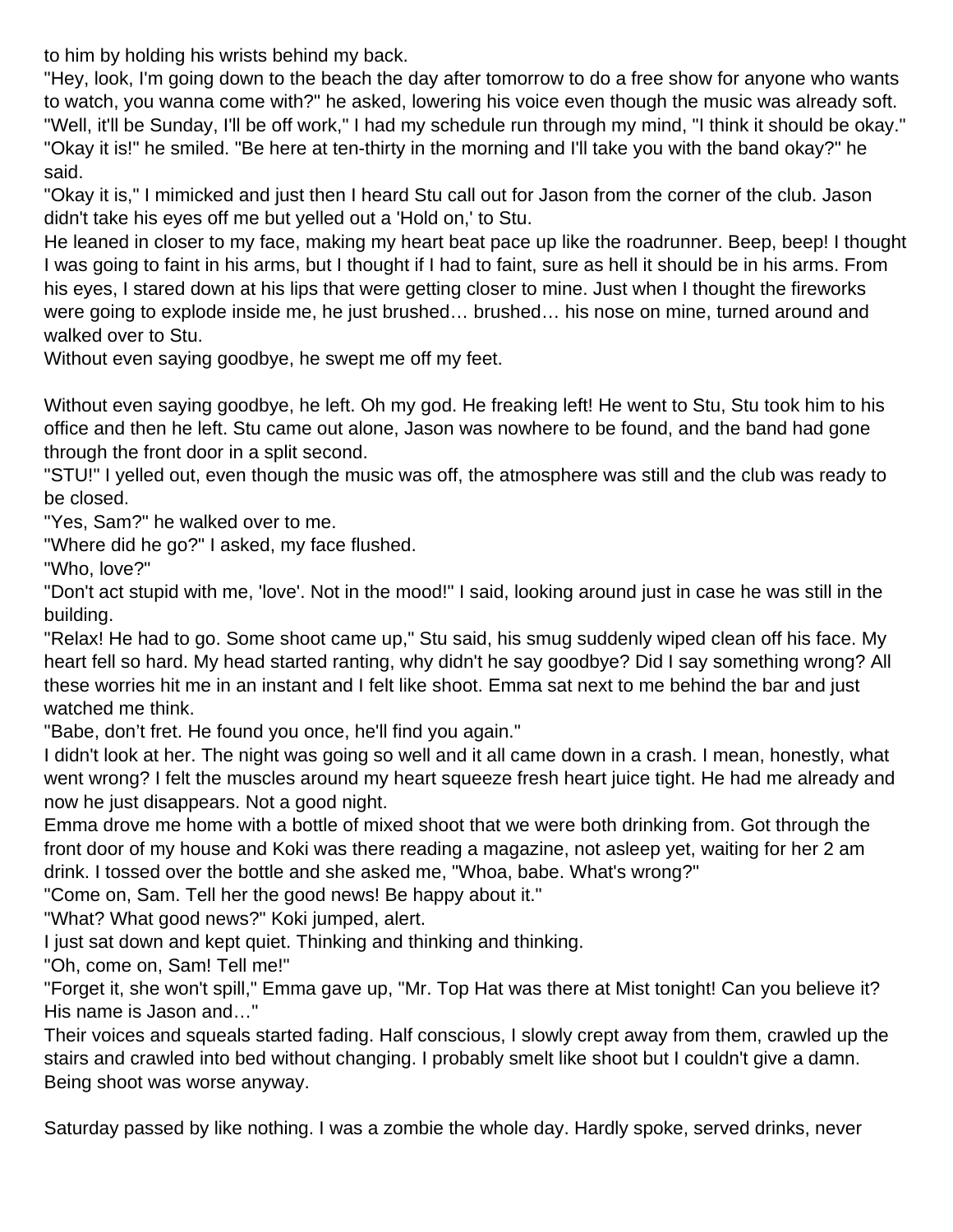to him by holding his wrists behind my back.

"Hey, look, I'm going down to the beach the day after tomorrow to do a free show for anyone who wants to watch, you wanna come with?" he asked, lowering his voice even though the music was already soft.

"Well, it'll be Sunday, I'll be off work," I had my schedule run through my mind, "I think it should be okay."

"Okay it is!" he smiled. "Be here at ten-thirty in the morning and I'll take you with the band okay?" he said.

"Okay it is," I mimicked and just then I heard Stu call out for Jason from the corner of the club. Jason didn't take his eyes off me but yelled out a 'Hold on,' to Stu.

He leaned in closer to my face, making my heart beat pace up like the roadrunner. Beep, beep! I thought I was going to faint in his arms, but I thought if I had to faint, sure as hell it should be in his arms. From his eyes, I stared down at his lips that were getting closer to mine. Just when I thought the fireworks were going to explode inside me, he just brushed… brushed… his nose on mine, turned around and walked over to Stu.

Without even saying goodbye, he swept me off my feet.

Without even saying goodbye, he left. Oh my god. He freaking left! He went to Stu, Stu took him to his office and then he left. Stu came out alone, Jason was nowhere to be found, and the band had gone through the front door in a split second.

"STU!" I yelled out, even though the music was off, the atmosphere was still and the club was ready to be closed.

"Yes, Sam?" he walked over to me.

"Where did he go?" I asked, my face flushed.

"Who, love?"

"Don't act stupid with me, 'love'. Not in the mood!" I said, looking around just in case he was still in the building.

"Relax! He had to go. Some shoot came up," Stu said, his smug suddenly wiped clean off his face. My heart fell so hard. My head started ranting, why didn't he say goodbye? Did I say something wrong? All these worries hit me in an instant and I felt like shoot. Emma sat next to me behind the bar and just watched me think.

"Babe, don't fret. He found you once, he'll find you again."

I didn't look at her. The night was going so well and it all came down in a crash. I mean, honestly, what went wrong? I felt the muscles around my heart squeeze fresh heart juice tight. He had me already and now he just disappears. Not a good night.

Emma drove me home with a bottle of mixed shoot that we were both drinking from. Got through the front door of my house and Koki was there reading a magazine, not asleep yet, waiting for her 2 am drink. I tossed over the bottle and she asked me, "Whoa, babe. What's wrong?"

"Come on, Sam. Tell her the good news! Be happy about it."

"What? What good news?" Koki jumped, alert.

I just sat down and kept quiet. Thinking and thinking and thinking.

"Oh, come on, Sam! Tell me!"

"Forget it, she won't spill," Emma gave up, "Mr. Top Hat was there at Mist tonight! Can you believe it? His name is Jason and…"

Their voices and squeals started fading. Half conscious, I slowly crept away from them, crawled up the stairs and crawled into bed without changing. I probably smelt like shoot but I couldn't give a damn. Being shoot was worse anyway.

Saturday passed by like nothing. I was a zombie the whole day. Hardly spoke, served drinks, never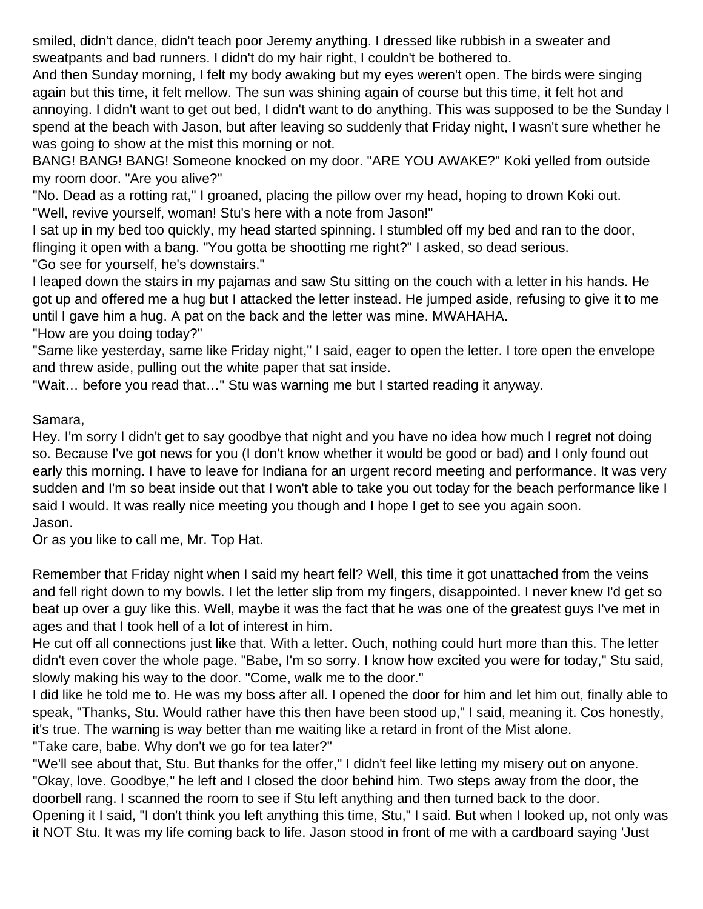smiled, didn't dance, didn't teach poor Jeremy anything. I dressed like rubbish in a sweater and sweatpants and bad runners. I didn't do my hair right, I couldn't be bothered to.

And then Sunday morning, I felt my body awaking but my eyes weren't open. The birds were singing again but this time, it felt mellow. The sun was shining again of course but this time, it felt hot and annoying. I didn't want to get out bed, I didn't want to do anything. This was supposed to be the Sunday I spend at the beach with Jason, but after leaving so suddenly that Friday night, I wasn't sure whether he was going to show at the mist this morning or not.

BANG! BANG! BANG! Someone knocked on my door. "ARE YOU AWAKE?" Koki yelled from outside my room door. "Are you alive?"

"No. Dead as a rotting rat," I groaned, placing the pillow over my head, hoping to drown Koki out.

"Well, revive yourself, woman! Stu's here with a note from Jason!"

I sat up in my bed too quickly, my head started spinning. I stumbled off my bed and ran to the door, flinging it open with a bang. "You gotta be shootting me right?" I asked, so dead serious.

"Go see for yourself, he's downstairs."

I leaped down the stairs in my pajamas and saw Stu sitting on the couch with a letter in his hands. He got up and offered me a hug but I attacked the letter instead. He jumped aside, refusing to give it to me until I gave him a hug. A pat on the back and the letter was mine. MWAHAHA.

"How are you doing today?"

"Same like yesterday, same like Friday night," I said, eager to open the letter. I tore open the envelope and threw aside, pulling out the white paper that sat inside.

"Wait… before you read that…" Stu was warning me but I started reading it anyway.

Samara,

Hey. I'm sorry I didn't get to say goodbye that night and you have no idea how much I regret not doing so. Because I've got news for you (I don't know whether it would be good or bad) and I only found out early this morning. I have to leave for Indiana for an urgent record meeting and performance. It was very sudden and I'm so beat inside out that I won't able to take you out today for the beach performance like I said I would. It was really nice meeting you though and I hope I get to see you again soon.

Jason.

Or as you like to call me, Mr. Top Hat.

Remember that Friday night when I said my heart fell? Well, this time it got unattached from the veins and fell right down to my bowls. I let the letter slip from my fingers, disappointed. I never knew I'd get so beat up over a guy like this. Well, maybe it was the fact that he was one of the greatest guys I've met in ages and that I took hell of a lot of interest in him.

He cut off all connections just like that. With a letter. Ouch, nothing could hurt more than this. The letter didn't even cover the whole page. "Babe, I'm so sorry. I know how excited you were for today," Stu said, slowly making his way to the door. "Come, walk me to the door."

I did like he told me to. He was my boss after all. I opened the door for him and let him out, finally able to speak, "Thanks, Stu. Would rather have this then have been stood up," I said, meaning it. Cos honestly, it's true. The warning is way better than me waiting like a retard in front of the Mist alone.

"Take care, babe. Why don't we go for tea later?"

"We'll see about that, Stu. But thanks for the offer," I didn't feel like letting my misery out on anyone.

"Okay, love. Goodbye," he left and I closed the door behind him. Two steps away from the door, the doorbell rang. I scanned the room to see if Stu left anything and then turned back to the door.

Opening it I said, "I don't think you left anything this time, Stu," I said. But when I looked up, not only was it NOT Stu. It was my life coming back to life. Jason stood in front of me with a cardboard saying 'Just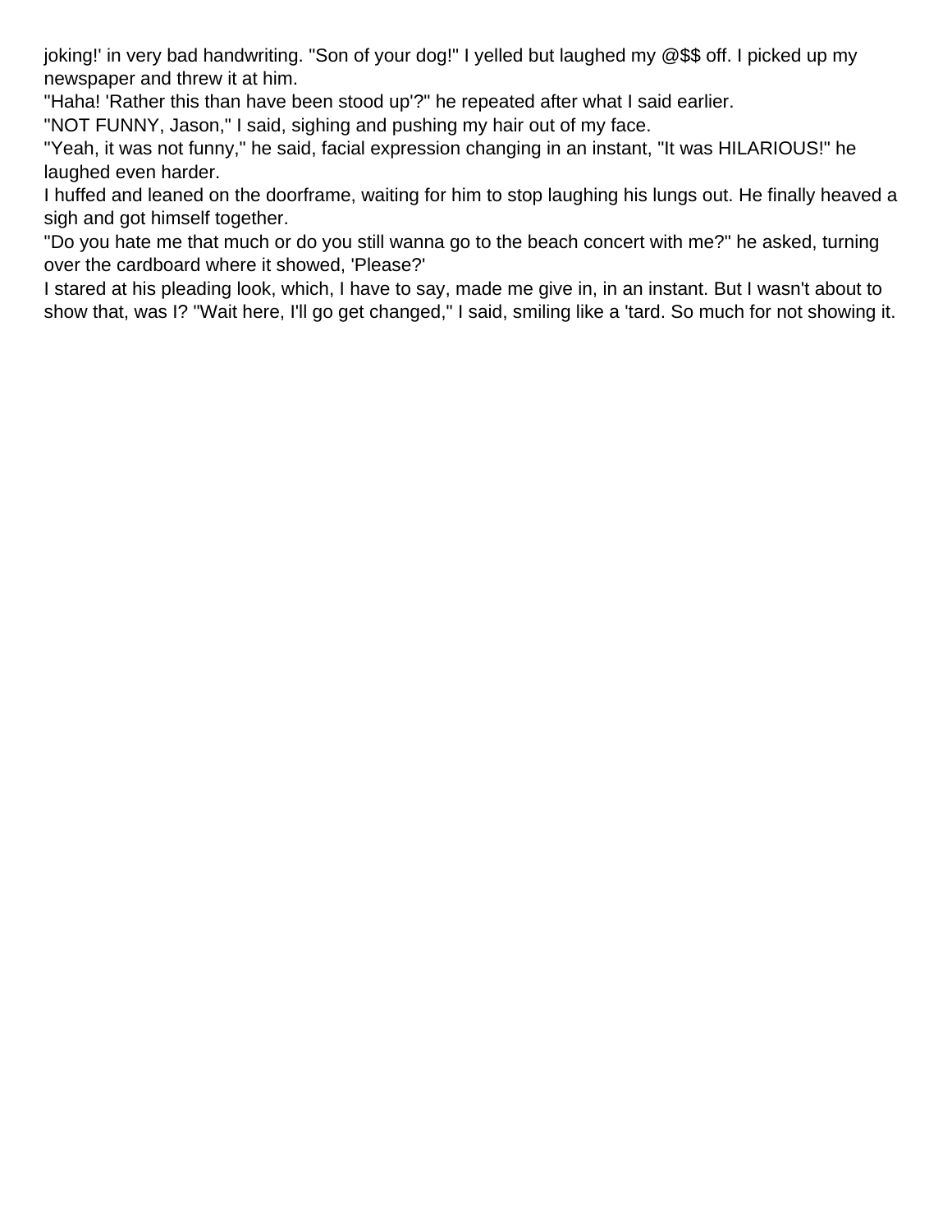joking!' in very bad handwriting. "Son of your dog!" I yelled but laughed my @$$ off. I picked up my newspaper and threw it at him.

"Haha! 'Rather this than have been stood up'?" he repeated after what I said earlier.

"NOT FUNNY, Jason," I said, sighing and pushing my hair out of my face.

"Yeah, it was not funny," he said, facial expression changing in an instant, "It was HILARIOUS!" he laughed even harder.

I huffed and leaned on the doorframe, waiting for him to stop laughing his lungs out. He finally heaved a sigh and got himself together.

"Do you hate me that much or do you still wanna go to the beach concert with me?" he asked, turning over the cardboard where it showed, 'Please?'

I stared at his pleading look, which, I have to say, made me give in, in an instant. But I wasn't about to show that, was I? "Wait here, I'll go get changed," I said, smiling like a 'tard. So much for not showing it.